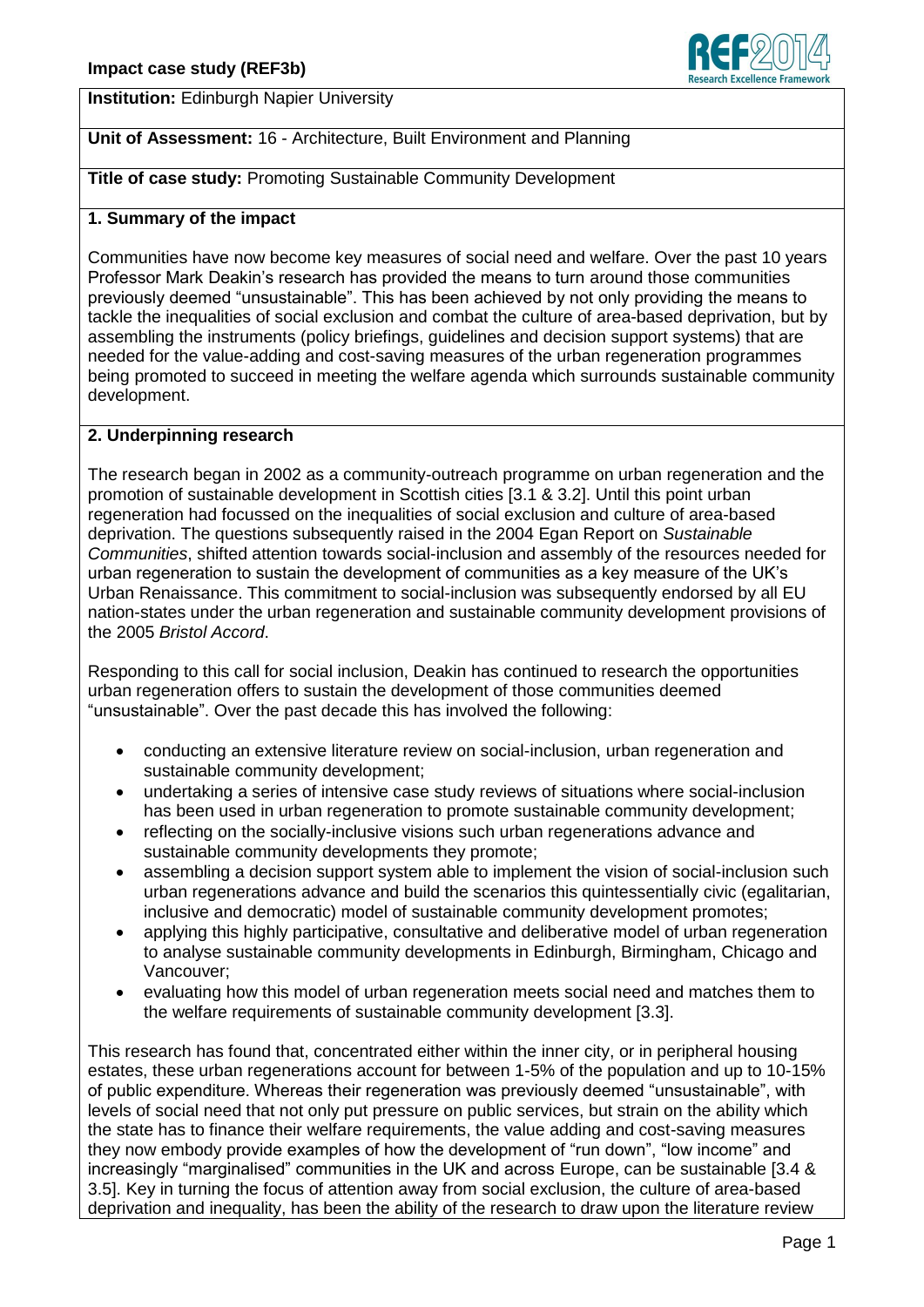**Impact case study (REF3b)**

**Institution:** Edinburgh Napier University

**Unit of Assessment:** 16 - Architecture, Built Environment and Planning

**Title of case study:** Promoting Sustainable Community Development

## 1. Summary of the impact

Communities have now become key measures of social need and welfare. Over the past 10 years Professor Mark Deakin's research has provided the means to turn around those communities previously deemed "unsustainable". This has been achieved by not only providing the means to tackle the inequalities of social exclusion and combat the culture of area-based deprivation, but by assembling the instruments (policy briefings, guidelines and decision support systems) that are needed for the value-adding and cost-saving measures of the urban regeneration programmes being promoted to succeed in meeting the welfare agenda which surrounds sustainable community development.

## 2. Underpinning research

The research began in 2002 as a community-outreach programme on urban regeneration and the promotion of sustainable development in Scottish cities [3.1 & 3.2]. Until this point urban regeneration had focussed on the inequalities of social exclusion and culture of area-based deprivation. The questions subsequently raised in the 2004 Egan Report on *Sustainable Communities*, shifted attention towards social-inclusion and assembly of the resources needed for urban regeneration to sustain the development of communities as a key measure of the UK's Urban Renaissance. This commitment to social-inclusion was subsequently endorsed by all EU nation-states under the urban regeneration and sustainable community development provisions of the 2005 *Bristol Accord*.

Responding to this call for social inclusion, Deakin has continued to research the opportunities urban regeneration offers to sustain the development of those communities deemed "unsustainable". Over the past decade this has involved the following:

- conducting an extensive literature review on social-inclusion, urban regeneration and sustainable community development;
- undertaking a series of intensive case study reviews of situations where social-inclusion has been used in urban regeneration to promote sustainable community development;
- reflecting on the socially-inclusive visions such urban regenerations advance and sustainable community developments they promote;
- assembling a decision support system able to implement the vision of social-inclusion such urban regenerations advance and build the scenarios this quintessentially civic (egalitarian, inclusive and democratic) model of sustainable community development promotes;
- applying this highly participative, consultative and deliberative model of urban regeneration to analyse sustainable community developments in Edinburgh, Birmingham, Chicago and Vancouver;
- evaluating how this model of urban regeneration meets social need and matches them to the welfare requirements of sustainable community development [3.3].

This research has found that, concentrated either within the inner city, or in peripheral housing estates, these urban regenerations account for between 1-5% of the population and up to 10-15% of public expenditure. Whereas their regeneration was previously deemed "unsustainable", with levels of social need that not only put pressure on public services, but strain on the ability which the state has to finance their welfare requirements, the value adding and cost-saving measures they now embody provide examples of how the development of "run down", "low income" and increasingly "marginalised" communities in the UK and across Europe, can be sustainable [3.4 & 3.5]. Key in turning the focus of attention away from social exclusion, the culture of area-based deprivation and inequality, has been the ability of the research to draw upon the literature review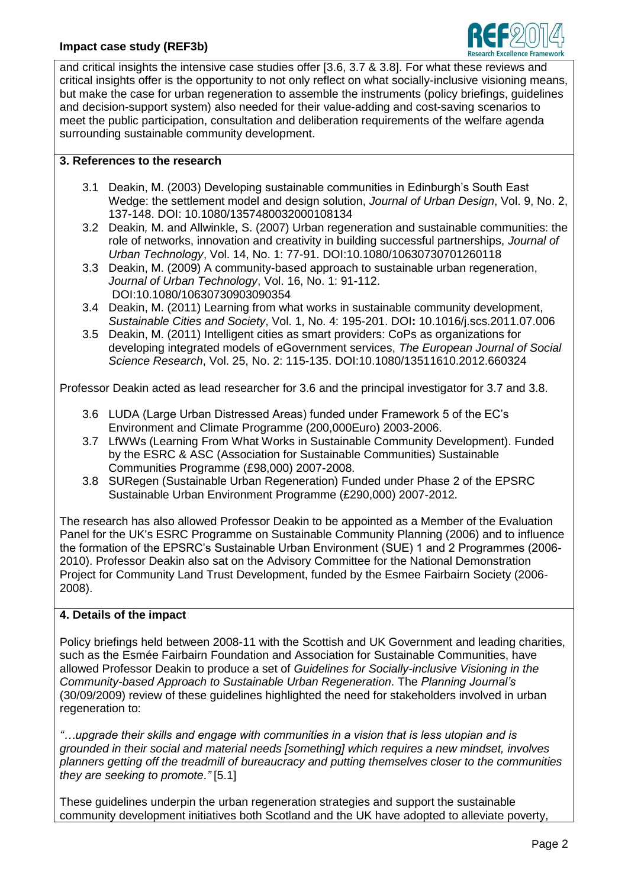and critical insights the intensive case studies offer [3.6, 3.7 & 3.8]. For what these reviews and critical insights offer is the opportunity to not only reflect on what socially-inclusive visioning means, but make the case for urban regeneration to assemble the instruments (policy briefings, guidelines and decision-support system) also needed for their value-adding and cost-saving scenarios to meet the public participation, consultation and deliberation requirements of the welfare agenda surrounding sustainable community development.

## 3. References to the research

- 3.1 Deakin, M. (2003) Developing sustainable communities in Edinburgh's South East Wedge: the settlement model and design solution, *Journal of Urban Design*, Vol. 9, No. 2, 137-148. DOI: 10.1080/1357480032000108134
- 3.2 Deakin, M. and Allwinkle, S. (2007) Urban regeneration and sustainable communities: the role of networks, innovation and creativity in building successful partnerships, *Journal of Urban Technology*, Vol. 14, No. 1: 77-91. DOI:10.1080/10630730701260118
- 3.3 Deakin, M. (2009) A community-based approach to sustainable urban regeneration, *Journal of Urban Technology*, Vol. 16, No. 1: 91-112. DOI:10.1080/10630730903090354
- 3.4 Deakin, M. (2011) Learning from what works in sustainable community development, *Sustainable Cities and Society*, Vol. 1, No. 4: 195-201. DOI**:** 10.1016/j.scs.2011.07.006
- 3.5 Deakin, M. (2011) Intelligent cities as smart providers: CoPs as organizations for developing integrated models of eGovernment services, *The European Journal of Social Science Research*, Vol. 25, No. 2: 115-135. DOI:10.1080/13511610.2012.660324

Professor Deakin acted as lead researcher for 3.6 and the principal investigator for 3.7 and 3.8.

- 3.6 LUDA (Large Urban Distressed Areas) funded under Framework 5 of the EC's Environment and Climate Programme (200,000Euro) 2003-2006.
- 3.7 LfWWs (Learning From What Works in Sustainable Community Development). Funded by the ESRC & ASC (Association for Sustainable Communities) Sustainable Communities Programme (£98,000) 2007-2008.
- 3.8 SURegen (Sustainable Urban Regeneration) Funded under Phase 2 of the EPSRC Sustainable Urban Environment Programme (£290,000) 2007-2012.

The research has also allowed Professor Deakin to be appointed as a Member of the Evaluation Panel for the UK's ESRC Programme on Sustainable Community Planning (2006) and to influence the formation of the EPSRC's Sustainable Urban Environment (SUE) 1 and 2 Programmes (2006-2010). Professor Deakin also sat on the Advisory Committee for the National Demonstration Project for Community Land Trust Development, funded by the Esmee Fairbairn Society (2006-2008).

## 4. Details of the impact

Policy briefings held between 2008-11 with the Scottish and UK Government and leading charities, such as the Esmée Fairbairn Foundation and Association for Sustainable Communities, have allowed Professor Deakin to produce a set of *Guidelines for Socially-inclusive Visioning in the Community-based Approach to Sustainable Urban Regeneration*. The *Planning Journal's* (30/09/2009) review of these guidelines highlighted the need for stakeholders involved in urban regeneration to:

*"…upgrade their skills and engage with communities in a vision that is less utopian and is grounded in their social and material needs [something] which requires a new mindset, involves planners getting off the treadmill of bureaucracy and putting themselves closer to the communities they are seeking to promote."* [5.1]

These guidelines underpin the urban regeneration strategies and support the sustainable community development initiatives both Scotland and the UK have adopted to alleviate poverty,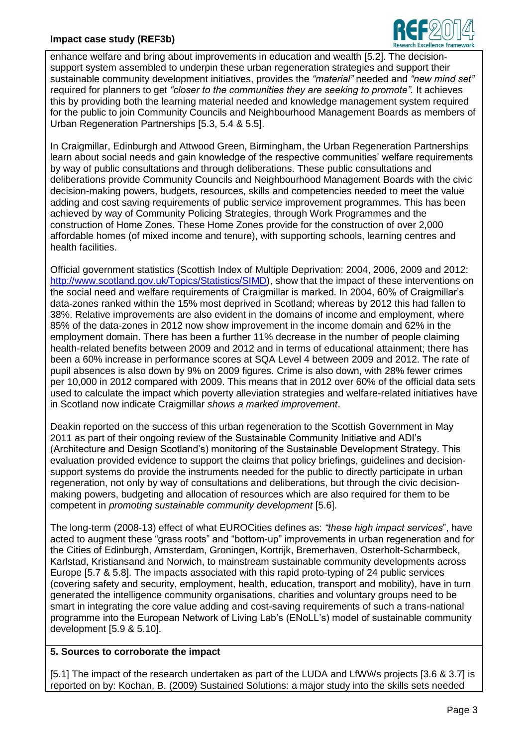enhance welfare and bring about improvements in education and wealth [5.2]. The decision-support system assembled to underpin these urban regeneration strategies and support their sustainable community development initiatives, provides the *"material"* needed and *"new mind set"* required for planners to get *"closer to the communities they are seeking to promote".* It achieves this by providing both the learning material needed and knowledge management system required for the public to join Community Councils and Neighbourhood Management Boards as members of Urban Regeneration Partnerships [5.3, 5.4 & 5.5].

In Craigmillar, Edinburgh and Attwood Green, Birmingham, the Urban Regeneration Partnerships learn about social needs and gain knowledge of the respective communities' welfare requirements by way of public consultations and through deliberations. These public consultations and deliberations provide Community Councils and Neighbourhood Management Boards with the civic decision-making powers, budgets, resources, skills and competencies needed to meet the value adding and cost saving requirements of public service improvement programmes. This has been achieved by way of Community Policing Strategies, through Work Programmes and the construction of Home Zones. These Home Zones provide for the construction of over 2,000 affordable homes (of mixed income and tenure), with supporting schools, learning centres and health facilities.

Official government statistics (Scottish Index of Multiple Deprivation: 2004, 2006, 2009 and 2012: http://www.scotland.gov.uk/Topics/Statistics/SIMD), show that the impact of these interventions on the social need and welfare requirements of Craigmillar is marked. In 2004, 60% of Craigmillar's data-zones ranked within the 15% most deprived in Scotland; whereas by 2012 this had fallen to 38%. Relative improvements are also evident in the domains of income and employment, where 85% of the data-zones in 2012 now show improvement in the income domain and 62% in the employment domain. There has been a further 11% decrease in the number of people claiming health-related benefits between 2009 and 2012 and in terms of educational attainment; there has been a 60% increase in performance scores at SQA Level 4 between 2009 and 2012. The rate of pupil absences is also down by 9% on 2009 figures. Crime is also down, with 28% fewer crimes per 10,000 in 2012 compared with 2009. This means that in 2012 over 60% of the official data sets used to calculate the impact which poverty alleviation strategies and welfare-related initiatives have in Scotland now indicate Craigmillar *shows a marked improvement*.

Deakin reported on the success of this urban regeneration to the Scottish Government in May 2011 as part of their ongoing review of the Sustainable Community Initiative and ADI's (Architecture and Design Scotland's) monitoring of the Sustainable Development Strategy. This evaluation provided evidence to support the claims that policy briefings, guidelines and decision-support systems do provide the instruments needed for the public to directly participate in urban regeneration, not only by way of consultations and deliberations, but through the civic decision-making powers, budgeting and allocation of resources which are also required for them to be competent in *promoting sustainable community development* [5.6].

The long-term (2008-13) effect of what EUROCities defines as: *"these high impact services*", have acted to augment these "grass roots" and "bottom-up" improvements in urban regeneration and for the Cities of Edinburgh, Amsterdam, Groningen, Kortrijk, Bremerhaven, Osterholt-Scharmbeck, Karlstad, Kristiansand and Norwich, to mainstream sustainable community developments across Europe [5.7 & 5.8]. The impacts associated with this rapid proto-typing of 24 public services (covering safety and security, employment, health, education, transport and mobility), have in turn generated the intelligence community organisations, charities and voluntary groups need to be smart in integrating the core value adding and cost-saving requirements of such a trans-national programme into the European Network of Living Lab's (ENoLL's) model of sustainable community development [5.9 & 5.10].

## 5. Sources to corroborate the impact

[5.1] The impact of the research undertaken as part of the LUDA and LfWWs projects [3.6 & 3.7] is reported on by: Kochan, B. (2009) Sustained Solutions: a major study into the skills sets needed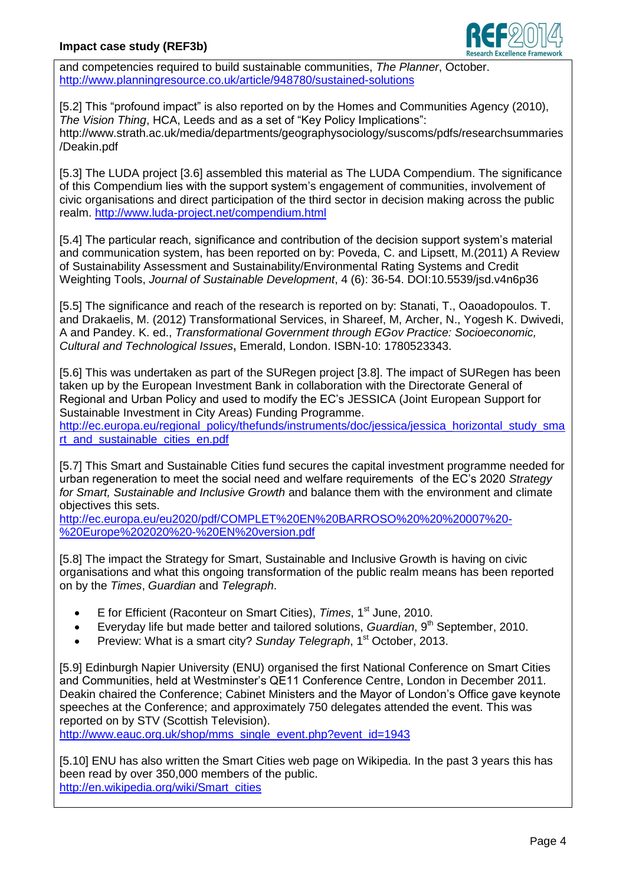and competencies required to build sustainable communities, *The Planner*, October. http://www.planningresource.co.uk/article/948780/sustained-solutions

[5.2] This "profound impact" is also reported on by the Homes and Communities Agency (2010), *The Vision Thing*, HCA, Leeds and as a set of "Key Policy Implications": http://www.strath.ac.uk/media/departments/geographysociology/suscoms/pdfs/researchsummaries/Deakin.pdf

[5.3] The LUDA project [3.6] assembled this material as The LUDA Compendium. The significance of this Compendium lies with the support system's engagement of communities, involvement of civic organisations and direct participation of the third sector in decision making across the public realm. http://www.luda-project.net/compendium.html

[5.4] The particular reach, significance and contribution of the decision support system's material and communication system, has been reported on by: Poveda, C. and Lipsett, M.(2011) A Review of Sustainability Assessment and Sustainability/Environmental Rating Systems and Credit Weighting Tools, *Journal of Sustainable Development*, 4 (6): 36-54. DOI:10.5539/jsd.v4n6p36

[5.5] The significance and reach of the research is reported on by: Stanati, T., Oaoadopoulos. T. and Drakaelis, M. (2012) Transformational Services, in Shareef, M, Archer, N., Yogesh K. Dwivedi, A and Pandey. K. ed., *Transformational Government through EGov Practice: Socioeconomic, Cultural and Technological Issues*, Emerald, London. ISBN-10: 1780523343.

[5.6] This was undertaken as part of the SURegen project [3.8]. The impact of SURegen has been taken up by the European Investment Bank in collaboration with the Directorate General of Regional and Urban Policy and used to modify the EC's JESSICA (Joint European Support for Sustainable Investment in City Areas) Funding Programme.
http://ec.europa.eu/regional_policy/thefunds/instruments/doc/jessica/jessica_horizontal_study_smart_and_sustainable_cities_en.pdf

[5.7] This Smart and Sustainable Cities fund secures the capital investment programme needed for urban regeneration to meet the social need and welfare requirements of the EC's 2020 *Strategy for Smart, Sustainable and Inclusive Growth* and balance them with the environment and climate objectives this sets.
http://ec.europa.eu/eu2020/pdf/COMPLET%20EN%20BARROSO%20%20%20007%20-%20Europe%202020%20-%20EN%20version.pdf

[5.8] The impact the Strategy for Smart, Sustainable and Inclusive Growth is having on civic organisations and what this ongoing transformation of the public realm means has been reported on by the *Times*, *Guardian* and *Telegraph*.

- E for Efficient (Raconteur on Smart Cities), *Times*, 1st June, 2010.
- Everyday life but made better and tailored solutions, *Guardian*, 9th September, 2010.
- Preview: What is a smart city? *Sunday Telegraph*, 1st October, 2013.

[5.9] Edinburgh Napier University (ENU) organised the first National Conference on Smart Cities and Communities, held at Westminster's QE11 Conference Centre, London in December 2011. Deakin chaired the Conference; Cabinet Ministers and the Mayor of London's Office gave keynote speeches at the Conference; and approximately 750 delegates attended the event. This was reported on by STV (Scottish Television).
http://www.eauc.org.uk/shop/mms_single_event.php?event_id=1943

[5.10] ENU has also written the Smart Cities web page on Wikipedia. In the past 3 years this has been read by over 350,000 members of the public.
http://en.wikipedia.org/wiki/Smart_cities